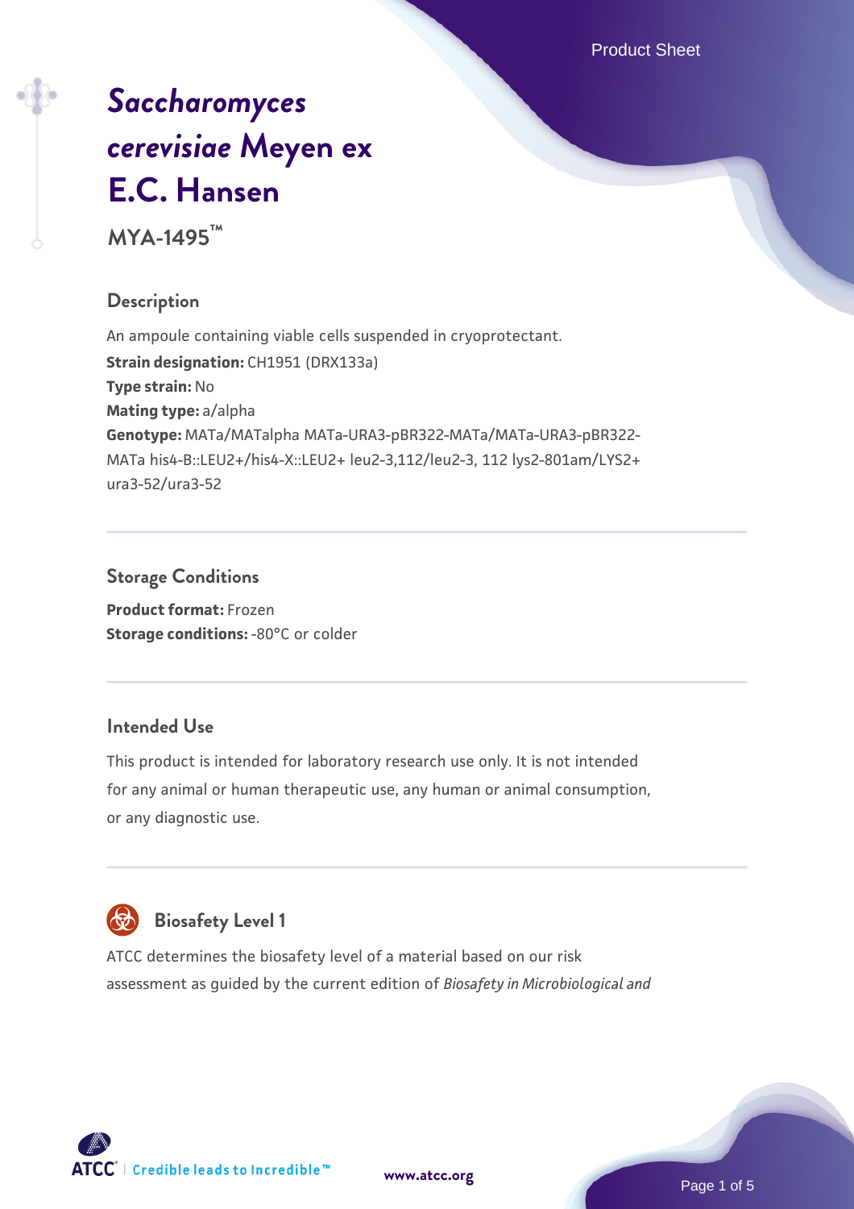# *Saccharomyces cerevisiae* Meyen ex E.C. Hansen

**MYA-1495™**

## Description

An ampoule containing viable cells suspended in cryoprotectant.

**Strain designation:** CH1951 (DRX133a)

**Type strain:** No

**Mating type:** a/alpha

**Genotype:** MATa/MATalpha MATa-URA3-pBR322-MATa/MATa-URA3-pBR322-MATa his4-B::LEU2+/his4-X::LEU2+ leu2-3,112/leu2-3, 112 lys2-801am/LYS2+ ura3-52/ura3-52

## Storage Conditions

**Product format:** Frozen

**Storage conditions:** -80°C or colder

## Intended Use

This product is intended for laboratory research use only. It is not intended for any animal or human therapeutic use, any human or animal consumption, or any diagnostic use.

## Biosafety Level 1

ATCC determines the biosafety level of a material based on our risk assessment as guided by the current edition of *Biosafety in Microbiological and*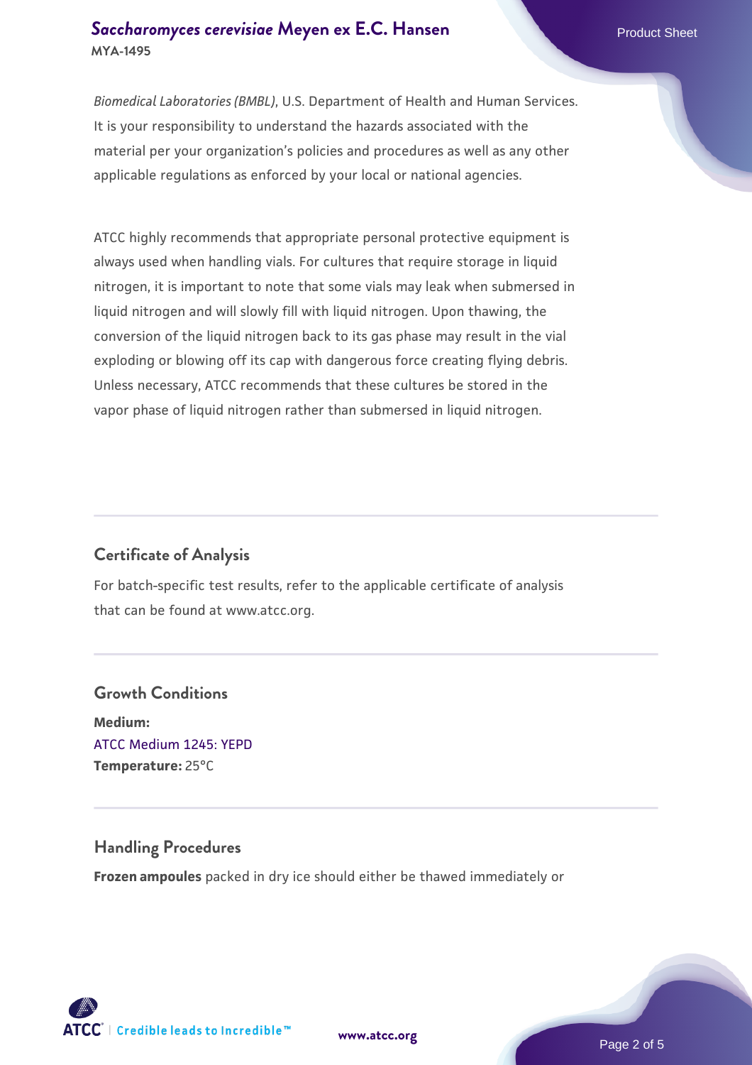*Biomedical Laboratories (BMBL)*, U.S. Department of Health and Human Services. It is your responsibility to understand the hazards associated with the material per your organization's policies and procedures as well as any other applicable regulations as enforced by your local or national agencies.

ATCC highly recommends that appropriate personal protective equipment is always used when handling vials. For cultures that require storage in liquid nitrogen, it is important to note that some vials may leak when submersed in liquid nitrogen and will slowly fill with liquid nitrogen. Upon thawing, the conversion of the liquid nitrogen back to its gas phase may result in the vial exploding or blowing off its cap with dangerous force creating flying debris. Unless necessary, ATCC recommends that these cultures be stored in the vapor phase of liquid nitrogen rather than submersed in liquid nitrogen.

## Certificate of Analysis

For batch-specific test results, refer to the applicable certificate of analysis that can be found at www.atcc.org.

## Growth Conditions

**Medium:**
ATCC Medium 1245: YEPD
**Temperature:** 25°C

## Handling Procedures

**Frozen ampoules** packed in dry ice should either be thawed immediately or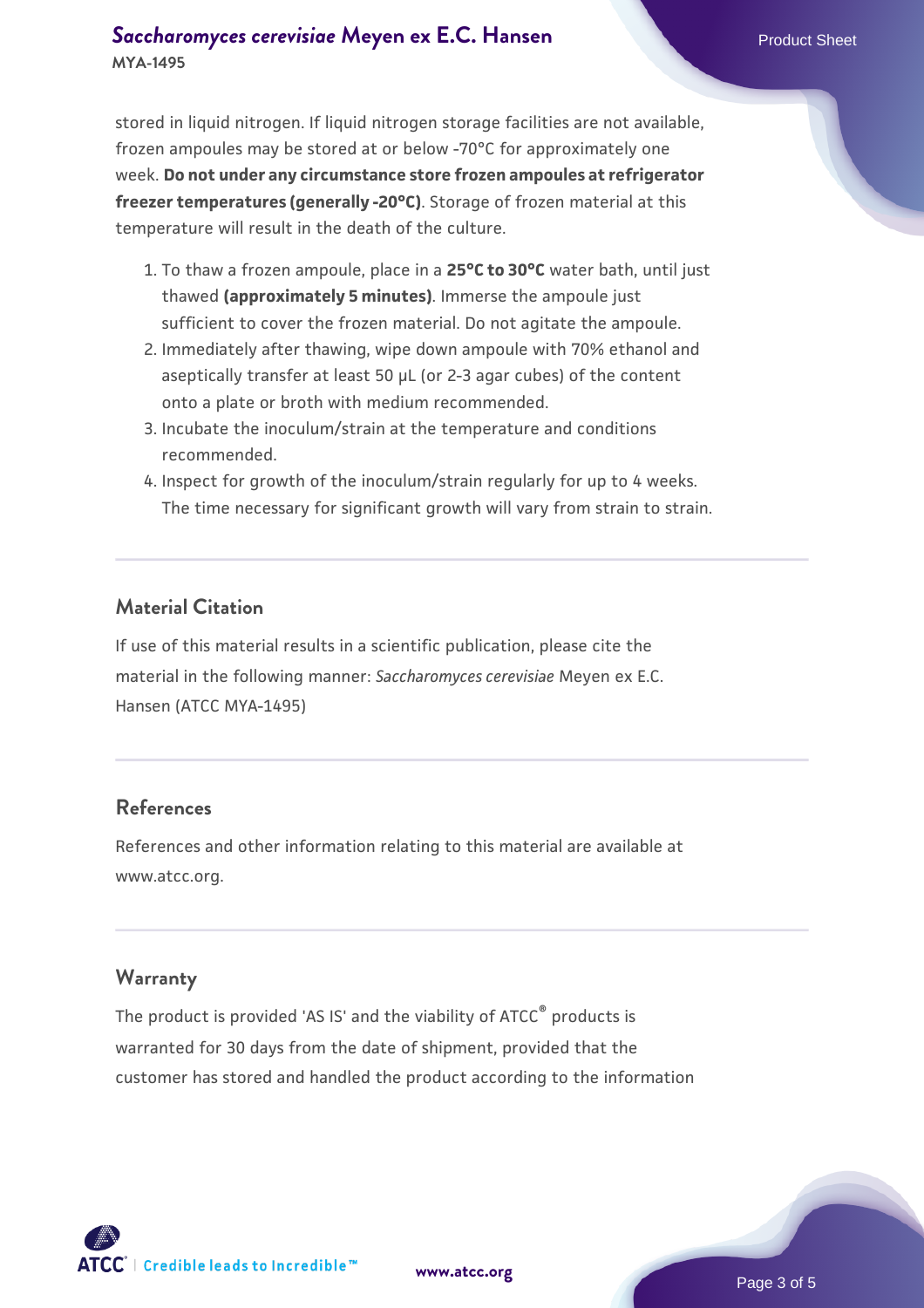stored in liquid nitrogen. If liquid nitrogen storage facilities are not available, frozen ampoules may be stored at or below -70°C for approximately one week. **Do not under any circumstance store frozen ampoules at refrigerator freezer temperatures (generally -20°C)**. Storage of frozen material at this temperature will result in the death of the culture.

1. To thaw a frozen ampoule, place in a **25°C to 30°C** water bath, until just thawed **(approximately 5 minutes)**. Immerse the ampoule just sufficient to cover the frozen material. Do not agitate the ampoule.
2. Immediately after thawing, wipe down ampoule with 70% ethanol and aseptically transfer at least 50 µL (or 2-3 agar cubes) of the content onto a plate or broth with medium recommended.
3. Incubate the inoculum/strain at the temperature and conditions recommended.
4. Inspect for growth of the inoculum/strain regularly for up to 4 weeks. The time necessary for significant growth will vary from strain to strain.

## Material Citation

If use of this material results in a scientific publication, please cite the material in the following manner: *Saccharomyces cerevisiae* Meyen ex E.C. Hansen (ATCC MYA-1495)

## References

References and other information relating to this material are available at www.atcc.org.

## Warranty

The product is provided 'AS IS' and the viability of ATCC® products is warranted for 30 days from the date of shipment, provided that the customer has stored and handled the product according to the information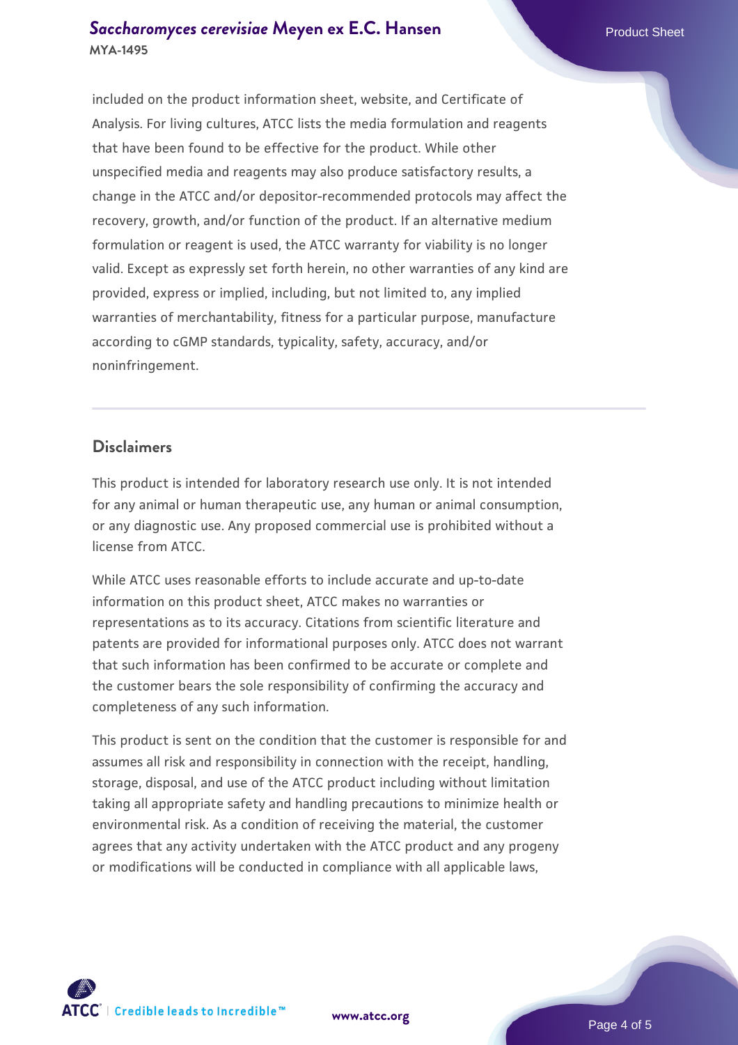included on the product information sheet, website, and Certificate of Analysis. For living cultures, ATCC lists the media formulation and reagents that have been found to be effective for the product. While other unspecified media and reagents may also produce satisfactory results, a change in the ATCC and/or depositor-recommended protocols may affect the recovery, growth, and/or function of the product. If an alternative medium formulation or reagent is used, the ATCC warranty for viability is no longer valid. Except as expressly set forth herein, no other warranties of any kind are provided, express or implied, including, but not limited to, any implied warranties of merchantability, fitness for a particular purpose, manufacture according to cGMP standards, typicality, safety, accuracy, and/or noninfringement.

## Disclaimers

This product is intended for laboratory research use only. It is not intended for any animal or human therapeutic use, any human or animal consumption, or any diagnostic use. Any proposed commercial use is prohibited without a license from ATCC.

While ATCC uses reasonable efforts to include accurate and up-to-date information on this product sheet, ATCC makes no warranties or representations as to its accuracy. Citations from scientific literature and patents are provided for informational purposes only. ATCC does not warrant that such information has been confirmed to be accurate or complete and the customer bears the sole responsibility of confirming the accuracy and completeness of any such information.

This product is sent on the condition that the customer is responsible for and assumes all risk and responsibility in connection with the receipt, handling, storage, disposal, and use of the ATCC product including without limitation taking all appropriate safety and handling precautions to minimize health or environmental risk. As a condition of receiving the material, the customer agrees that any activity undertaken with the ATCC product and any progeny or modifications will be conducted in compliance with all applicable laws,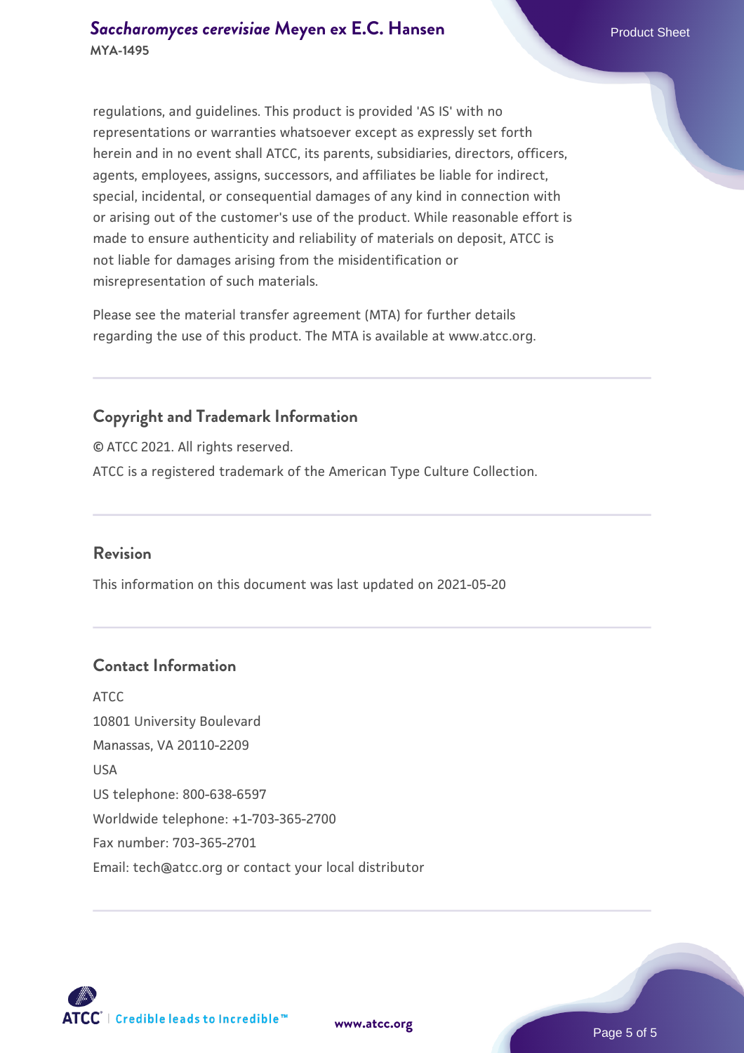regulations, and guidelines. This product is provided 'AS IS' with no representations or warranties whatsoever except as expressly set forth herein and in no event shall ATCC, its parents, subsidiaries, directors, officers, agents, employees, assigns, successors, and affiliates be liable for indirect, special, incidental, or consequential damages of any kind in connection with or arising out of the customer's use of the product. While reasonable effort is made to ensure authenticity and reliability of materials on deposit, ATCC is not liable for damages arising from the misidentification or misrepresentation of such materials.

Please see the material transfer agreement (MTA) for further details regarding the use of this product. The MTA is available at www.atcc.org.

## Copyright and Trademark Information

© ATCC 2021. All rights reserved.

ATCC is a registered trademark of the American Type Culture Collection.

## Revision

This information on this document was last updated on 2021-05-20

## Contact Information

ATCC
10801 University Boulevard
Manassas, VA 20110-2209
USA
US telephone: 800-638-6597
Worldwide telephone: +1-703-365-2700
Fax number: 703-365-2701
Email: tech@atcc.org or contact your local distributor